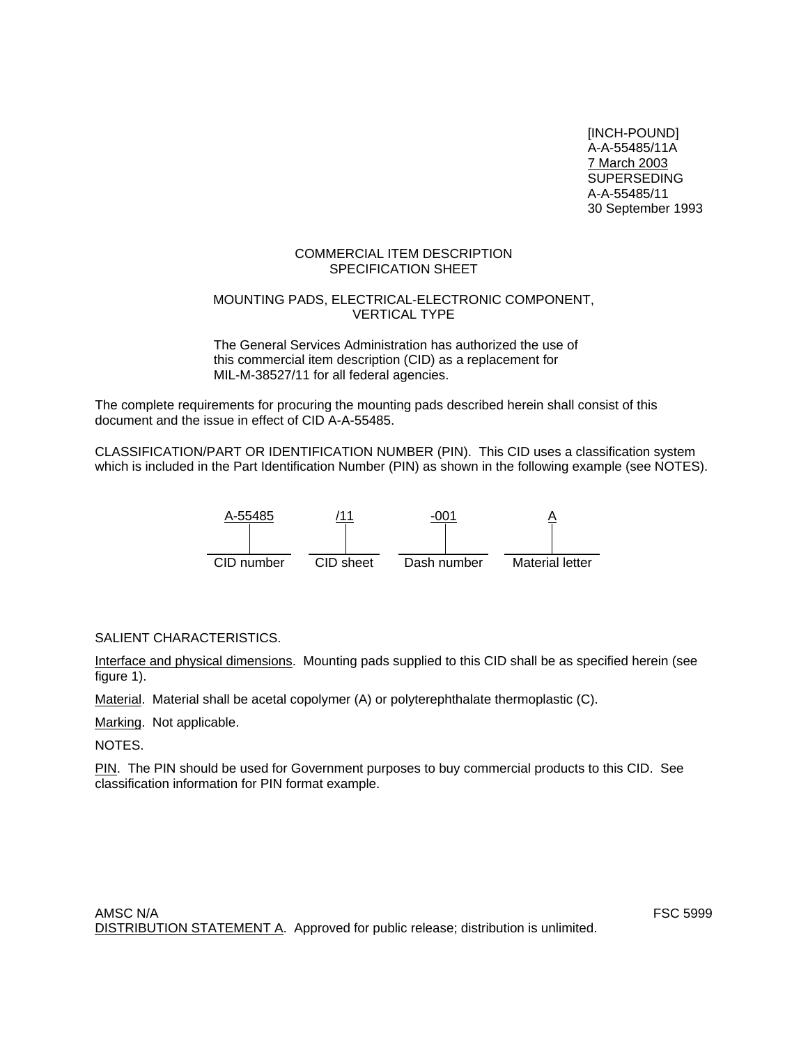[INCH-POUND]
A-A-55485/11A
7 March 2003
SUPERSEDING
A-A-55485/11
30 September 1993

COMMERCIAL ITEM DESCRIPTION
SPECIFICATION SHEET

MOUNTING PADS, ELECTRICAL-ELECTRONIC COMPONENT, VERTICAL TYPE

The General Services Administration has authorized the use of this commercial item description (CID) as a replacement for MIL-M-38527/11 for all federal agencies.

The complete requirements for procuring the mounting pads described herein shall consist of this document and the issue in effect of CID A-A-55485.

CLASSIFICATION/PART OR IDENTIFICATION NUMBER (PIN). This CID uses a classification system which is included in the Part Identification Number (PIN) as shown in the following example (see NOTES).

| A-55485 | /11 | -001 | A |
|---|---|---|---|
| CID number | CID sheet | Dash number | Material letter |

SALIENT CHARACTERISTICS.

Interface and physical dimensions. Mounting pads supplied to this CID shall be as specified herein (see figure 1).

Material. Material shall be acetal copolymer (A) or polyterephthalate thermoplastic (C).

Marking. Not applicable.

NOTES.

PIN. The PIN should be used for Government purposes to buy commercial products to this CID. See classification information for PIN format example.

AMSC N/A FSC 5999

DISTRIBUTION STATEMENT A. Approved for public release; distribution is unlimited.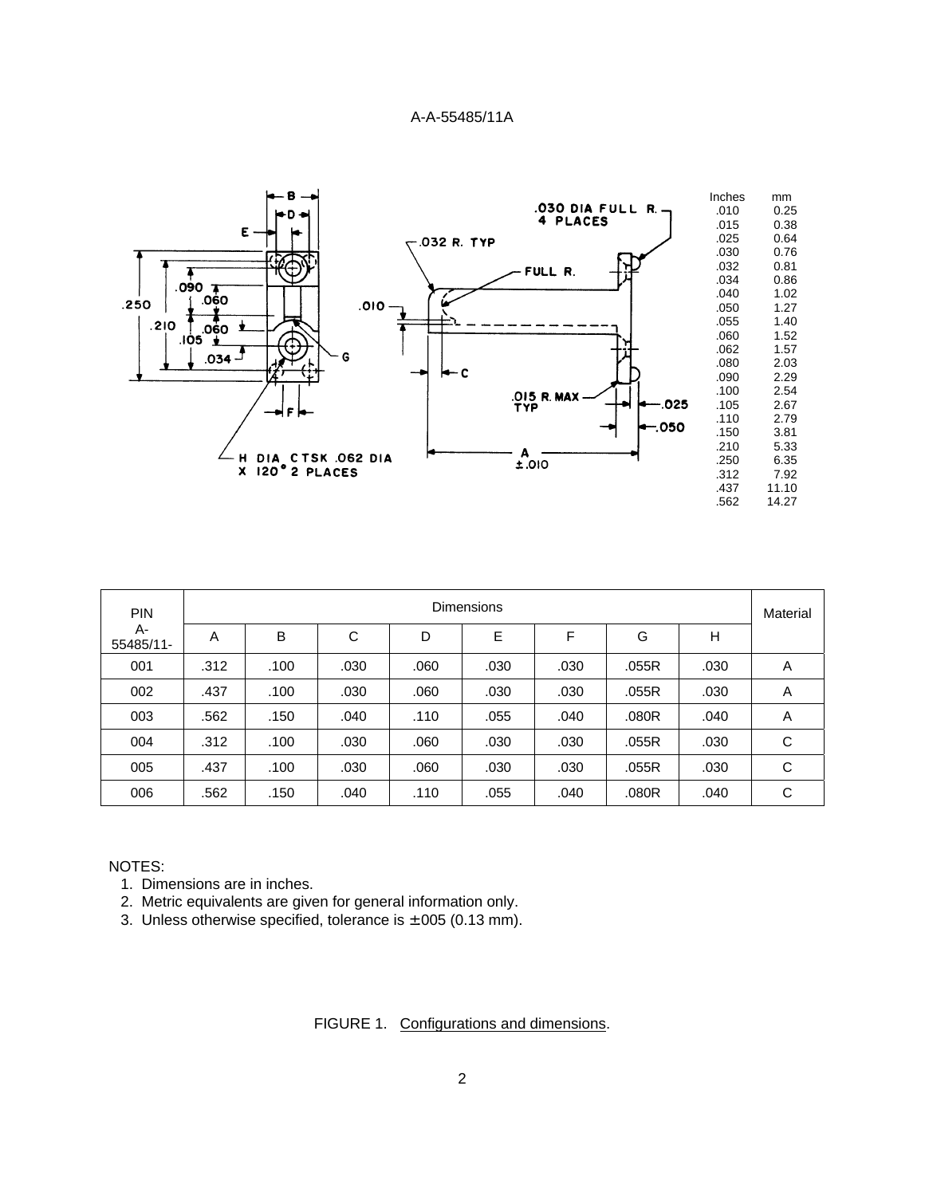| Inches | mm |
|---|---|
| .010 | 0.25 |
| .015 | 0.38 |
| .025 | 0.64 |
| .030 | 0.76 |
| .032 | 0.81 |
| .034 | 0.86 |
| .040 | 1.02 |
| .050 | 1.27 |
| .055 | 1.40 |
| .060 | 1.52 |
| .062 | 1.57 |
| .080 | 2.03 |
| .090 | 2.29 |
| .100 | 2.54 |
| .105 | 2.67 |
| .110 | 2.79 |
| .150 | 3.81 |
| .210 | 5.33 |
| .250 | 6.35 |
| .312 | 7.92 |
| .437 | 11.10 |
| .562 | 14.27 |

| PIN A-55485/11- | Dimensions | | | | | | | | Material |
|---|---|---|---|---|---|---|---|---|---|
| | A | B | C | D | E | F | G | H | |
| 001 | .312 | .100 | .030 | .060 | .030 | .030 | .055R | .030 | A |
| 002 | .437 | .100 | .030 | .060 | .030 | .030 | .055R | .030 | A |
| 003 | .562 | .150 | .040 | .110 | .055 | .040 | .080R | .040 | A |
| 004 | .312 | .100 | .030 | .060 | .030 | .030 | .055R | .030 | C |
| 005 | .437 | .100 | .030 | .060 | .030 | .030 | .055R | .030 | C |
| 006 | .562 | .150 | .040 | .110 | .055 | .040 | .080R | .040 | C |

NOTES:

1. Dimensions are in inches.
2. Metric equivalents are given for general information only.
3. Unless otherwise specified, tolerance is ±005 (0.13 mm).

FIGURE 1. Configurations and dimensions.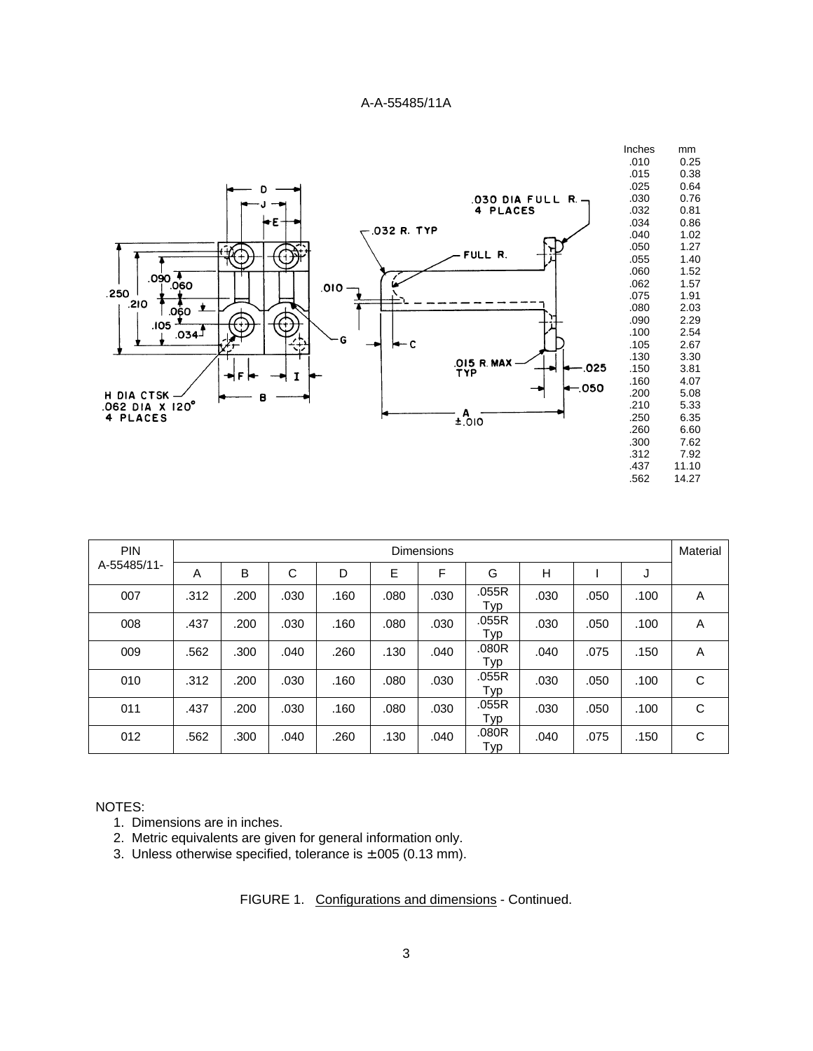| Inches | mm |
| --- | --- |
| .010 | 0.25 |
| .015 | 0.38 |
| .025 | 0.64 |
| .030 | 0.76 |
| .032 | 0.81 |
| .034 | 0.86 |
| .040 | 1.02 |
| .050 | 1.27 |
| .055 | 1.40 |
| .060 | 1.52 |
| .062 | 1.57 |
| .075 | 1.91 |
| .080 | 2.03 |
| .090 | 2.29 |
| .100 | 2.54 |
| .105 | 2.67 |
| .130 | 3.30 |
| .150 | 3.81 |
| .160 | 4.07 |
| .200 | 5.08 |
| .210 | 5.33 |
| .250 | 6.35 |
| .260 | 6.60 |
| .300 | 7.62 |
| .312 | 7.92 |
| .437 | 11.10 |
| .562 | 14.27 |

| PIN A-55485/11- | Dimensions | | | | | | | | | | Material |
| --- | --- | --- | --- | --- | --- | --- | --- | --- | --- | --- | --- |
| | A | B | C | D | E | F | G | H | I | J | |
| 007 | .312 | .200 | .030 | .160 | .080 | .030 | .055R Typ | .030 | .050 | .100 | A |
| 008 | .437 | .200 | .030 | .160 | .080 | .030 | .055R Typ | .030 | .050 | .100 | A |
| 009 | .562 | .300 | .040 | .260 | .130 | .040 | .080R Typ | .040 | .075 | .150 | A |
| 010 | .312 | .200 | .030 | .160 | .080 | .030 | .055R Typ | .030 | .050 | .100 | C |
| 011 | .437 | .200 | .030 | .160 | .080 | .030 | .055R Typ | .030 | .050 | .100 | C |
| 012 | .562 | .300 | .040 | .260 | .130 | .040 | .080R Typ | .040 | .075 | .150 | C |

NOTES:
1. Dimensions are in inches.
2. Metric equivalents are given for general information only.
3. Unless otherwise specified, tolerance is ±.005 (0.13 mm).

FIGURE 1. Configurations and dimensions - Continued.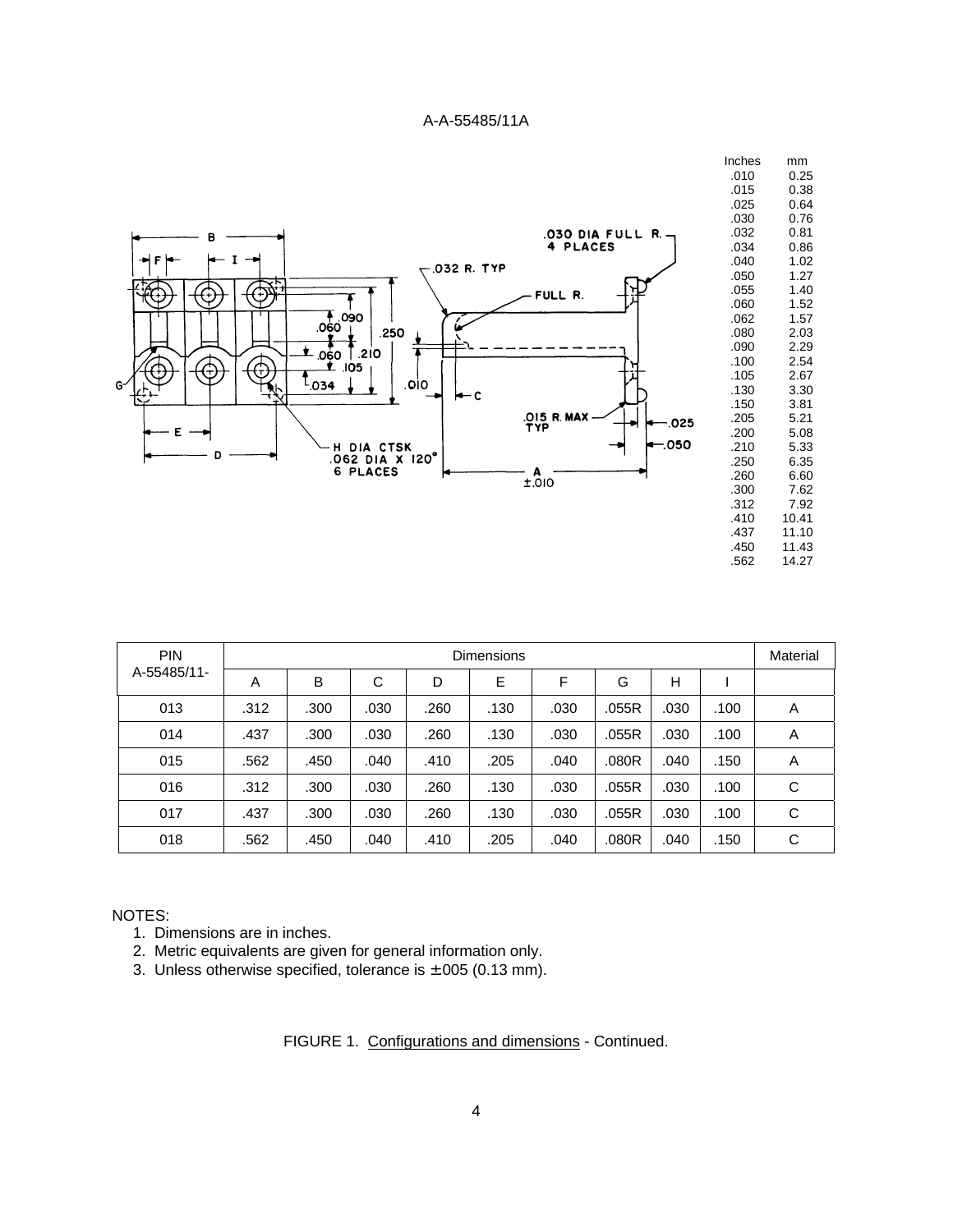| Inches | mm |
|---|---|
| .010 | 0.25 |
| .015 | 0.38 |
| .025 | 0.64 |
| .030 | 0.76 |
| .032 | 0.81 |
| .034 | 0.86 |
| .040 | 1.02 |
| .050 | 1.27 |
| .055 | 1.40 |
| .060 | 1.52 |
| .062 | 1.57 |
| .080 | 2.03 |
| .090 | 2.29 |
| .100 | 2.54 |
| .105 | 2.67 |
| .130 | 3.30 |
| .150 | 3.81 |
| .205 | 5.21 |
| .200 | 5.08 |
| .210 | 5.33 |
| .250 | 6.35 |
| .260 | 6.60 |
| .300 | 7.62 |
| .312 | 7.92 |
| .410 | 10.41 |
| .437 | 11.10 |
| .450 | 11.43 |
| .562 | 14.27 |

| PIN A-55485/11- | Dimensions | | | | | | | | | Material |
|---|---|---|---|---|---|---|---|---|---|---|
| | A | B | C | D | E | F | G | H | I | |
| 013 | .312 | .300 | .030 | .260 | .130 | .030 | .055R | .030 | .100 | A |
| 014 | .437 | .300 | .030 | .260 | .130 | .030 | .055R | .030 | .100 | A |
| 015 | .562 | .450 | .040 | .410 | .205 | .040 | .080R | .040 | .150 | A |
| 016 | .312 | .300 | .030 | .260 | .130 | .030 | .055R | .030 | .100 | C |
| 017 | .437 | .300 | .030 | .260 | .130 | .030 | .055R | .030 | .100 | C |
| 018 | .562 | .450 | .040 | .410 | .205 | .040 | .080R | .040 | .150 | C |

NOTES:

1. Dimensions are in inches.
2. Metric equivalents are given for general information only.
3. Unless otherwise specified, tolerance is ±.005 (0.13 mm).

FIGURE 1. Configurations and dimensions - Continued.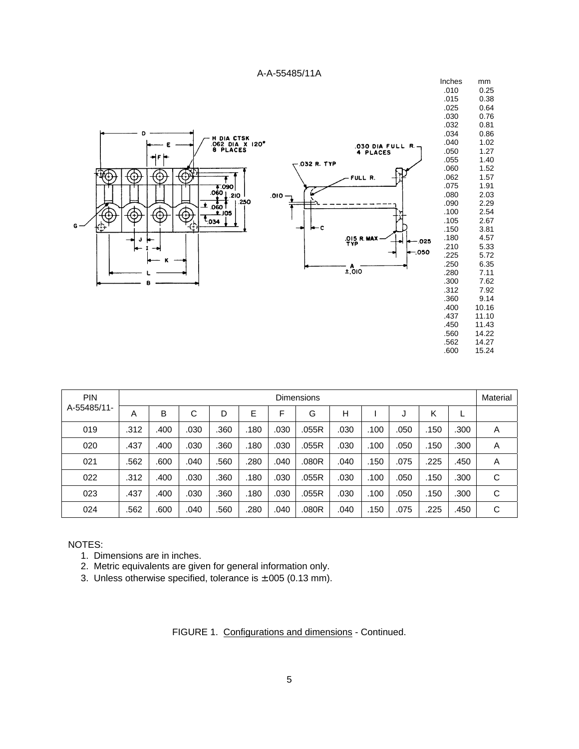A-A-55485/11A

| Inches | mm |
|---|---|
| .010 | 0.25 |
| .015 | 0.38 |
| .025 | 0.64 |
| .030 | 0.76 |
| .032 | 0.81 |
| .034 | 0.86 |
| .040 | 1.02 |
| .050 | 1.27 |
| .055 | 1.40 |
| .060 | 1.52 |
| .062 | 1.57 |
| .075 | 1.91 |
| .080 | 2.03 |
| .090 | 2.29 |
| .100 | 2.54 |
| .105 | 2.67 |
| .150 | 3.81 |
| .180 | 4.57 |
| .210 | 5.33 |
| .225 | 5.72 |
| .250 | 6.35 |
| .280 | 7.11 |
| .300 | 7.62 |
| .312 | 7.92 |
| .360 | 9.14 |
| .400 | 10.16 |
| .437 | 11.10 |
| .450 | 11.43 |
| .560 | 14.22 |
| .562 | 14.27 |
| .600 | 15.24 |

| PIN A-55485/11- | Dimensions | | | | | | | | | | | | Material |
|---|---|---|---|---|---|---|---|---|---|---|---|---|---|
| | A | B | C | D | E | F | G | H | I | J | K | L | |
| 019 | .312 | .400 | .030 | .360 | .180 | .030 | .055R | .030 | .100 | .050 | .150 | .300 | A |
| 020 | .437 | .400 | .030 | .360 | .180 | .030 | .055R | .030 | .100 | .050 | .150 | .300 | A |
| 021 | .562 | .600 | .040 | .560 | .280 | .040 | .080R | .040 | .150 | .075 | .225 | .450 | A |
| 022 | .312 | .400 | .030 | .360 | .180 | .030 | .055R | .030 | .100 | .050 | .150 | .300 | C |
| 023 | .437 | .400 | .030 | .360 | .180 | .030 | .055R | .030 | .100 | .050 | .150 | .300 | C |
| 024 | .562 | .600 | .040 | .560 | .280 | .040 | .080R | .040 | .150 | .075 | .225 | .450 | C |

NOTES:

1. Dimensions are in inches.
2. Metric equivalents are given for general information only.
3. Unless otherwise specified, tolerance is ±.005 (0.13 mm).

FIGURE 1. Configurations and dimensions - Continued.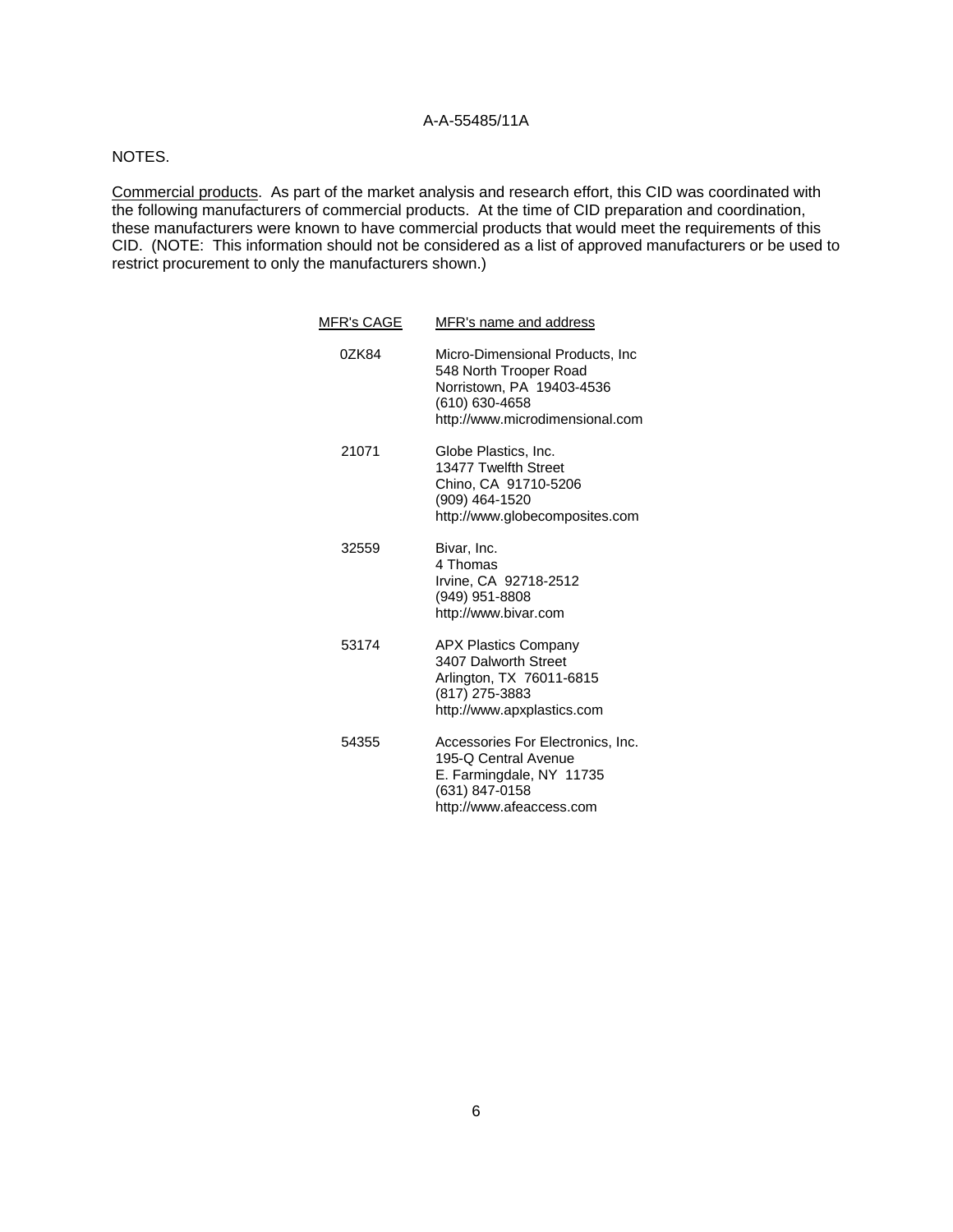NOTES.

Commercial products. As part of the market analysis and research effort, this CID was coordinated with the following manufacturers of commercial products. At the time of CID preparation and coordination, these manufacturers were known to have commercial products that would meet the requirements of this CID. (NOTE: This information should not be considered as a list of approved manufacturers or be used to restrict procurement to only the manufacturers shown.)

| MFR's CAGE | MFR's name and address |
| --- | --- |
| 0ZK84 | Micro-Dimensional Products, Inc<br>548 North Trooper Road<br>Norristown, PA 19403-4536<br>(610) 630-4658<br>http://www.microdimensional.com |
| 21071 | Globe Plastics, Inc.<br>13477 Twelfth Street<br>Chino, CA 91710-5206<br>(909) 464-1520<br>http://www.globecomposites.com |
| 32559 | Bivar, Inc.<br>4 Thomas<br>Irvine, CA 92718-2512<br>(949) 951-8808<br>http://www.bivar.com |
| 53174 | APX Plastics Company<br>3407 Dalworth Street<br>Arlington, TX 76011-6815<br>(817) 275-3883<br>http://www.apxplastics.com |
| 54355 | Accessories For Electronics, Inc.<br>195-Q Central Avenue<br>E. Farmingdale, NY 11735<br>(631) 847-0158<br>http://www.afeaccess.com |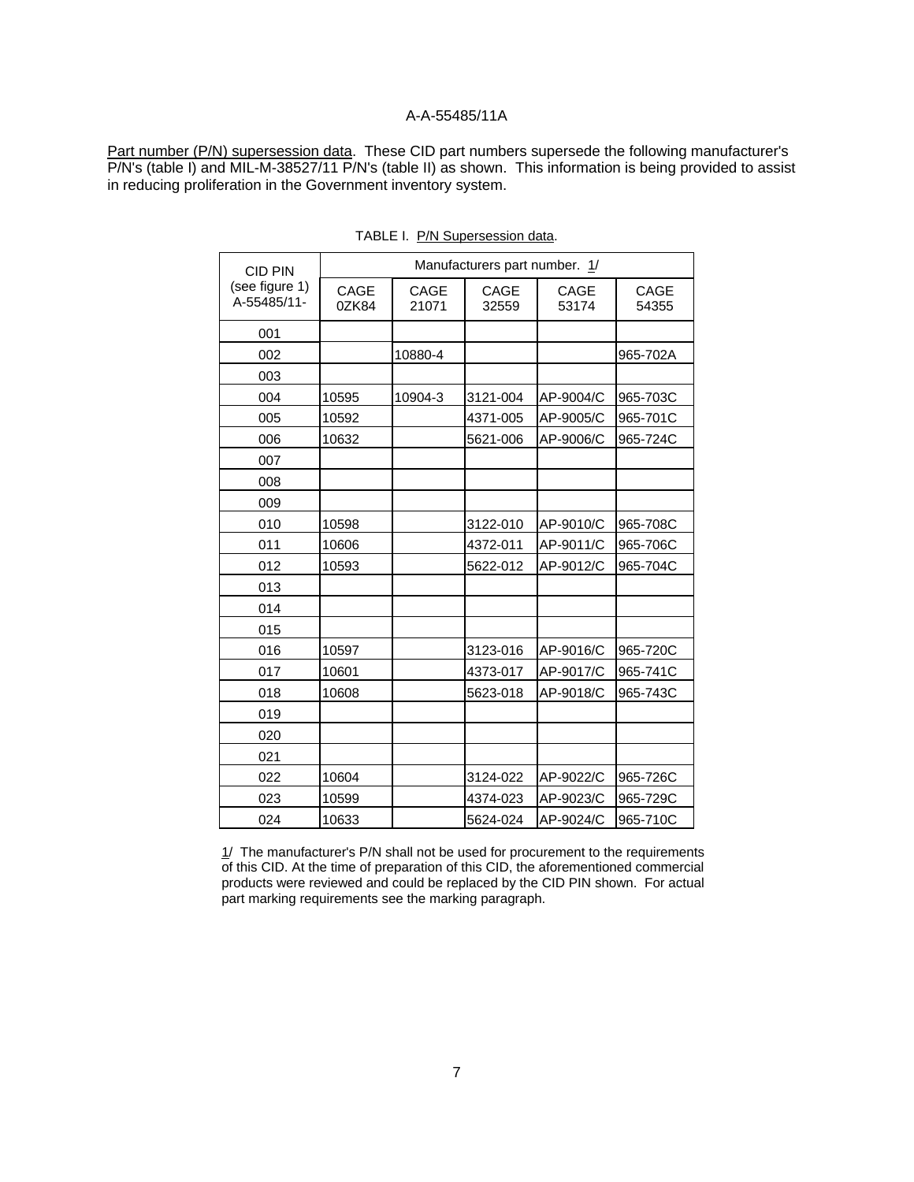Part number (P/N) supersession data. These CID part numbers supersede the following manufacturer's P/N's (table I) and MIL-M-38527/11 P/N's (table II) as shown. This information is being provided to assist in reducing proliferation in the Government inventory system.

TABLE I. P/N Supersession data.

| CID PIN (see figure 1) A-55485/11- | Manufacturers part number. 1/ | | | | |
|---|---|---|---|---|---|
| | CAGE 0ZK84 | CAGE 21071 | CAGE 32559 | CAGE 53174 | CAGE 54355 |
| 001 | | | | | |
| 002 | | 10880-4 | | | 965-702A |
| 003 | | | | | |
| 004 | 10595 | 10904-3 | 3121-004 | AP-9004/C | 965-703C |
| 005 | 10592 | | 4371-005 | AP-9005/C | 965-701C |
| 006 | 10632 | | 5621-006 | AP-9006/C | 965-724C |
| 007 | | | | | |
| 008 | | | | | |
| 009 | | | | | |
| 010 | 10598 | | 3122-010 | AP-9010/C | 965-708C |
| 011 | 10606 | | 4372-011 | AP-9011/C | 965-706C |
| 012 | 10593 | | 5622-012 | AP-9012/C | 965-704C |
| 013 | | | | | |
| 014 | | | | | |
| 015 | | | | | |
| 016 | 10597 | | 3123-016 | AP-9016/C | 965-720C |
| 017 | 10601 | | 4373-017 | AP-9017/C | 965-741C |
| 018 | 10608 | | 5623-018 | AP-9018/C | 965-743C |
| 019 | | | | | |
| 020 | | | | | |
| 021 | | | | | |
| 022 | 10604 | | 3124-022 | AP-9022/C | 965-726C |
| 023 | 10599 | | 4374-023 | AP-9023/C | 965-729C |
| 024 | 10633 | | 5624-024 | AP-9024/C | 965-710C |

1/ The manufacturer's P/N shall not be used for procurement to the requirements of this CID. At the time of preparation of this CID, the aforementioned commercial products were reviewed and could be replaced by the CID PIN shown. For actual part marking requirements see the marking paragraph.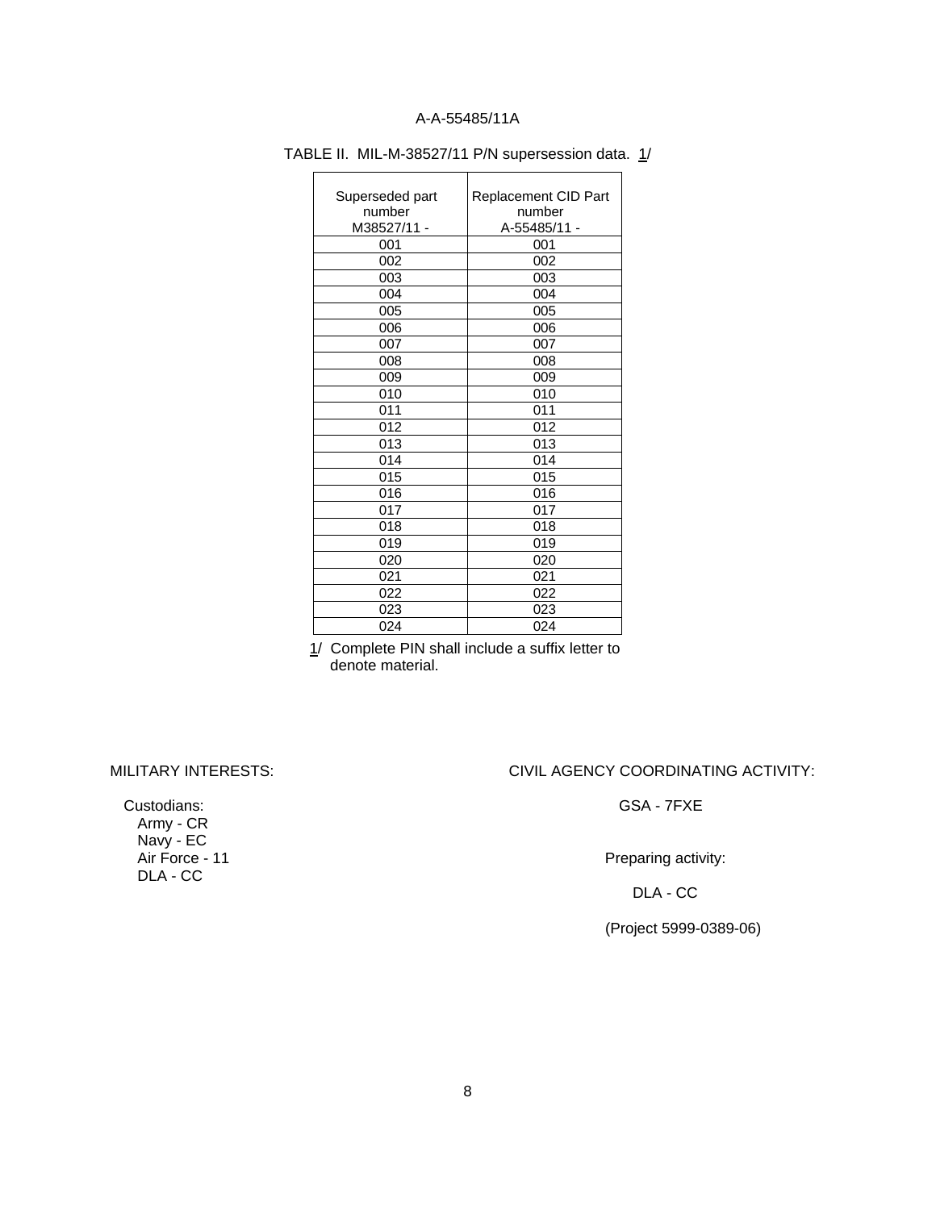TABLE II. MIL-M-38527/11 P/N supersession data. 1/

| Superseded part number M38527/11 - | Replacement CID Part number A-55485/11 - |
|---|---|
| 001 | 001 |
| 002 | 002 |
| 003 | 003 |
| 004 | 004 |
| 005 | 005 |
| 006 | 006 |
| 007 | 007 |
| 008 | 008 |
| 009 | 009 |
| 010 | 010 |
| 011 | 011 |
| 012 | 012 |
| 013 | 013 |
| 014 | 014 |
| 015 | 015 |
| 016 | 016 |
| 017 | 017 |
| 018 | 018 |
| 019 | 019 |
| 020 | 020 |
| 021 | 021 |
| 022 | 022 |
| 023 | 023 |
| 024 | 024 |

1/ Complete PIN shall include a suffix letter to denote material.

MILITARY INTERESTS:

Custodians:
Army - CR
Navy - EC
Air Force - 11
DLA - CC

CIVIL AGENCY COORDINATING ACTIVITY:

GSA - 7FXE

Preparing activity:

DLA - CC

(Project 5999-0389-06)